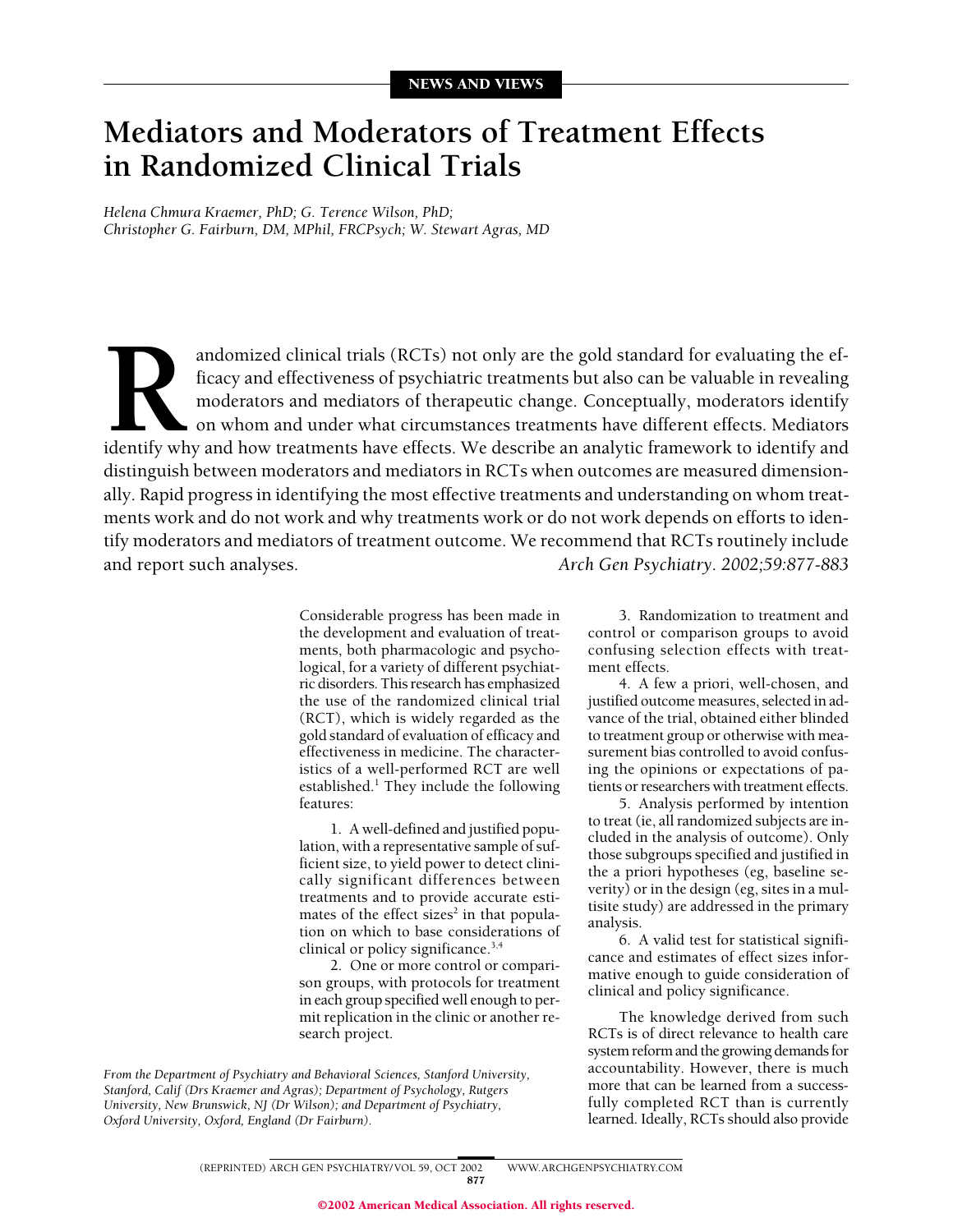NEWS AND VIEWS

# Mediators and Moderators of Treatment Effects in Randomized Clinical Trials

*Helena Chmura Kraemer, PhD; G. Terence Wilson, PhD; Christopher G. Fairburn, DM, MPhil, FRCPsych; W. Stewart Agras, MD*

Randomized clinical trials (RCTs) not only are the gold standard for evaluating the efficacy and effectiveness of psychiatric treatments but also can be valuable in revealing moderators and mediators of therapeutic change. Conceptually, moderators identify on whom and under what circumstances treatments have different effects. Mediators identify why and how treatments have effects. We describe an analytic framework to identify and distinguish between moderators and mediators in RCTs when outcomes are measured dimensionally. Rapid progress in identifying the most effective treatments and understanding on whom treatments work and do not work and why treatments work or do not work depends on efforts to identify moderators and mediators of treatment outcome. We recommend that RCTs routinely include and report such analyses. *Arch Gen Psychiatry. 2002;59:877-883*

Considerable progress has been made in the development and evaluation of treatments, both pharmacologic and psychological, for a variety of different psychiatric disorders. This research has emphasized the use of the randomized clinical trial (RCT), which is widely regarded as the gold standard of evaluation of efficacy and effectiveness in medicine. The characteristics of a well-performed RCT are well established.[1] They include the following features:

1. A well-defined and justified population, with a representative sample of sufficient size, to yield power to detect clinically significant differences between treatments and to provide accurate estimates of the effect sizes[2] in that population on which to base considerations of clinical or policy significance.[3,4]
2. One or more control or comparison groups, with protocols for treatment in each group specified well enough to permit replication in the clinic or another research project.
3. Randomization to treatment and control or comparison groups to avoid confusing selection effects with treatment effects.
4. A few a priori, well-chosen, and justified outcome measures, selected in advance of the trial, obtained either blinded to treatment group or otherwise with measurement bias controlled to avoid confusing the opinions or expectations of patients or researchers with treatment effects.
5. Analysis performed by intention to treat (ie, all randomized subjects are included in the analysis of outcome). Only those subgroups specified and justified in the a priori hypotheses (eg, baseline severity) or in the design (eg, sites in a multisite study) are addressed in the primary analysis.
6. A valid test for statistical significance and estimates of effect sizes informative enough to guide consideration of clinical and policy significance.

The knowledge derived from such RCTs is of direct relevance to health care system reform and the growing demands for accountability. However, there is much more that can be learned from a successfully completed RCT than is currently learned. Ideally, RCTs should also provide

*From the Department of Psychiatry and Behavioral Sciences, Stanford University, Stanford, Calif (Drs Kraemer and Agras); Department of Psychology, Rutgers University, New Brunswick, NJ (Dr Wilson); and Department of Psychiatry, Oxford University, Oxford, England (Dr Fairburn).*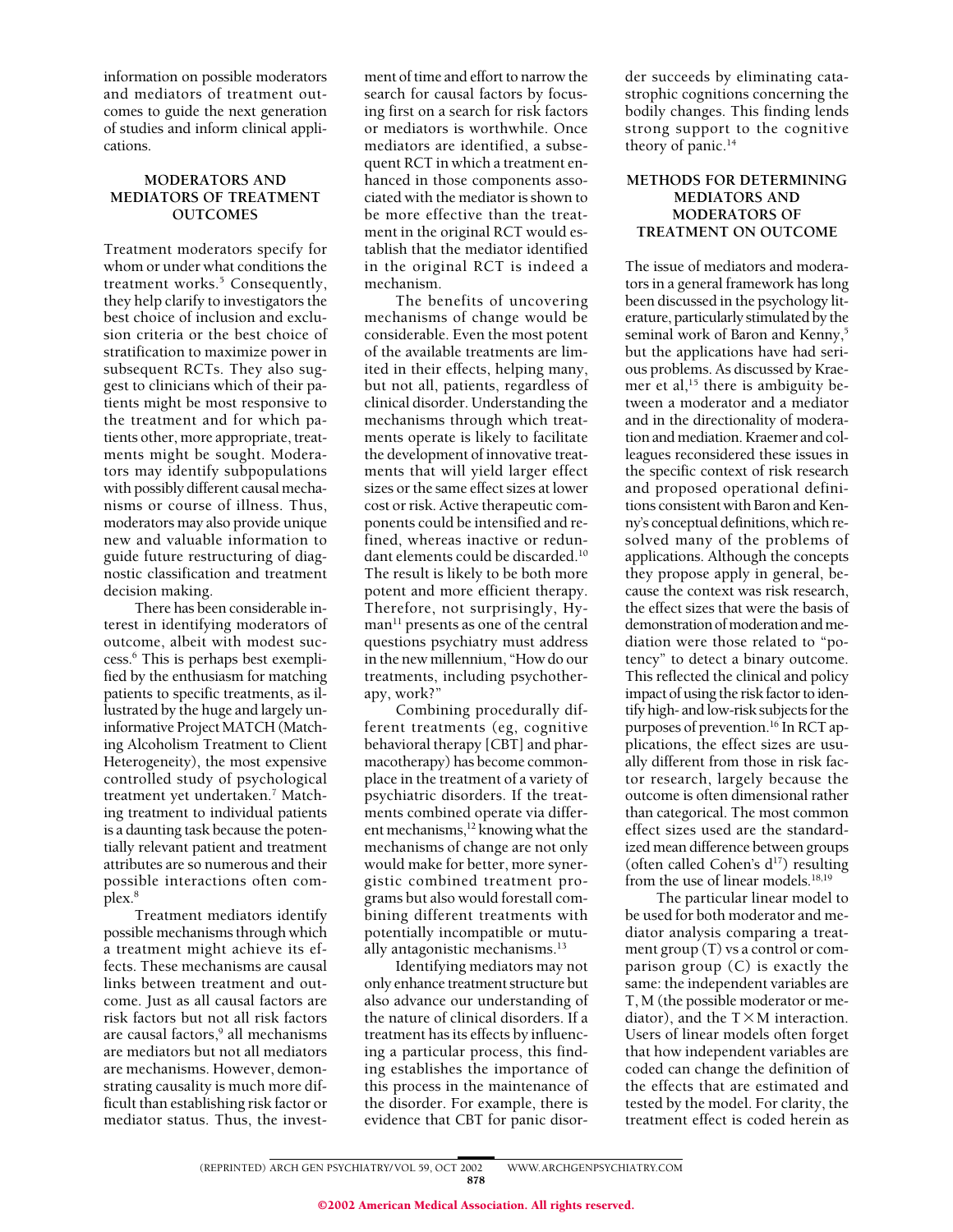information on possible moderators and mediators of treatment outcomes to guide the next generation of studies and inform clinical applications.

## MODERATORS AND MEDIATORS OF TREATMENT OUTCOMES

Treatment moderators specify for whom or under what conditions the treatment works.[5] Consequently, they help clarify to investigators the best choice of inclusion and exclusion criteria or the best choice of stratification to maximize power in subsequent RCTs. They also suggest to clinicians which of their patients might be most responsive to the treatment and for which patients other, more appropriate, treatments might be sought. Moderators may identify subpopulations with possibly different causal mechanisms or course of illness. Thus, moderators may also provide unique new and valuable information to guide future restructuring of diagnostic classification and treatment decision making.

There has been considerable interest in identifying moderators of outcome, albeit with modest success.[6] This is perhaps best exemplified by the enthusiasm for matching patients to specific treatments, as illustrated by the huge and largely uninformative Project MATCH (Matching Alcoholism Treatment to Client Heterogeneity), the most expensive controlled study of psychological treatment yet undertaken.[7] Matching treatment to individual patients is a daunting task because the potentially relevant patient and treatment attributes are so numerous and their possible interactions often complex.[8]

Treatment mediators identify possible mechanisms through which a treatment might achieve its effects. These mechanisms are causal links between treatment and outcome. Just as all causal factors are risk factors but not all risk factors are causal factors,[9] all mechanisms are mediators but not all mediators are mechanisms. However, demonstrating causality is much more difficult than establishing risk factor or mediator status. Thus, the investment of time and effort to narrow the search for causal factors by focusing first on a search for risk factors or mediators is worthwhile. Once mediators are identified, a subsequent RCT in which a treatment enhanced in those components associated with the mediator is shown to be more effective than the treatment in the original RCT would establish that the mediator identified in the original RCT is indeed a mechanism.

The benefits of uncovering mechanisms of change would be considerable. Even the most potent of the available treatments are limited in their effects, helping many, but not all, patients, regardless of clinical disorder. Understanding the mechanisms through which treatments operate is likely to facilitate the development of innovative treatments that will yield larger effect sizes or the same effect sizes at lower cost or risk. Active therapeutic components could be intensified and refined, whereas inactive or redundant elements could be discarded.[10] The result is likely to be both more potent and more efficient therapy. Therefore, not surprisingly, Hyman[11] presents as one of the central questions psychiatry must address in the new millennium, "How do our treatments, including psychotherapy, work?"

Combining procedurally different treatments (eg, cognitive behavioral therapy [CBT] and pharmacotherapy) has become commonplace in the treatment of a variety of psychiatric disorders. If the treatments combined operate via different mechanisms,[12] knowing what the mechanisms of change are not only would make for better, more synergistic combined treatment programs but also would forestall combining different treatments with potentially incompatible or mutually antagonistic mechanisms.[13]

Identifying mediators may not only enhance treatment structure but also advance our understanding of the nature of clinical disorders. If a treatment has its effects by influencing a particular process, this finding establishes the importance of this process in the maintenance of the disorder. For example, there is evidence that CBT for panic disorder succeeds by eliminating catastrophic cognitions concerning the bodily changes. This finding lends strong support to the cognitive theory of panic.[14]

## METHODS FOR DETERMINING MEDIATORS AND MODERATORS OF TREATMENT ON OUTCOME

The issue of mediators and moderators in a general framework has long been discussed in the psychology literature, particularly stimulated by the seminal work of Baron and Kenny,[5] but the applications have had serious problems. As discussed by Kraemer et al,[15] there is ambiguity between a moderator and a mediator and in the directionality of moderation and mediation. Kraemer and colleagues reconsidered these issues in the specific context of risk research and proposed operational definitions consistent with Baron and Kenny's conceptual definitions, which resolved many of the problems of applications. Although the concepts they propose apply in general, because the context was risk research, the effect sizes that were the basis of demonstration of moderation and mediation were those related to "potency" to detect a binary outcome. This reflected the clinical and policy impact of using the risk factor to identify high- and low-risk subjects for the purposes of prevention.[16] In RCT applications, the effect sizes are usually different from those in risk factor research, largely because the outcome is often dimensional rather than categorical. The most common effect sizes used are the standardized mean difference between groups (often called Cohen's d[17]) resulting from the use of linear models.[18,19]

The particular linear model to be used for both moderator and mediator analysis comparing a treatment group (T) vs a control or comparison group (C) is exactly the same: the independent variables are T, M (the possible moderator or mediator), and the $T \times M$ interaction. Users of linear models often forget that how independent variables are coded can change the definition of the effects that are estimated and tested by the model. For clarity, the treatment effect is coded herein as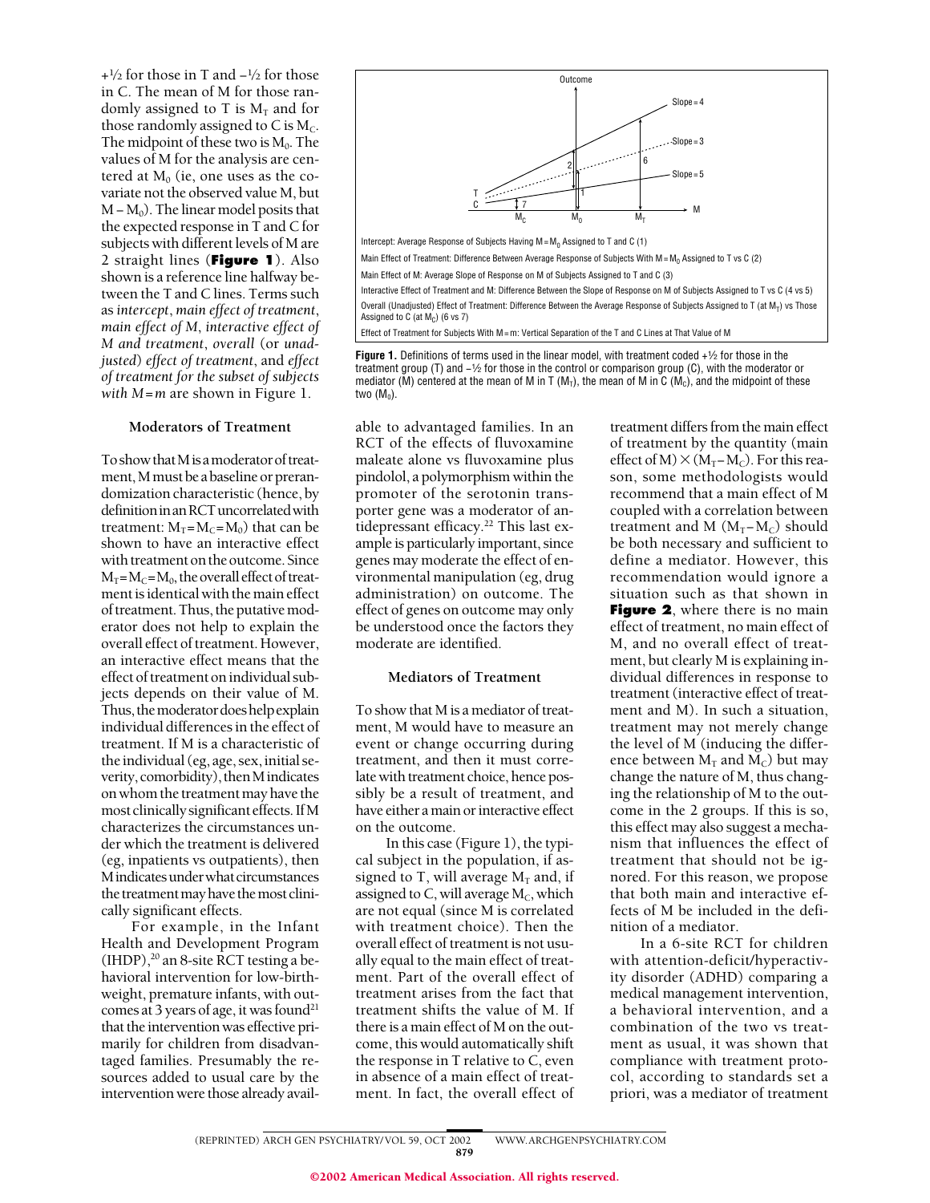+½ for those in T and −½ for those in C. The mean of M for those randomly assigned to T is $M_T$ and for those randomly assigned to C is $M_C$. The midpoint of these two is $M_0$. The values of M for the analysis are centered at $M_0$ (ie, one uses as the covariate not the observed value M, but $M - M_0$). The linear model posits that the expected response in T and C for subjects with different levels of M are 2 straight lines (**Figure 1**). Also shown is a reference line halfway between the T and C lines. Terms such as *intercept*, *main effect of treatment*, *main effect of M*, *interactive effect of M and treatment*, *overall* (or *unadjusted*) *effect of treatment*, and *effect of treatment for the subset of subjects with M = m* are shown in Figure 1.

Intercept: Average Response of Subjects Having $M = M_0$ Assigned to T and C (1)

Main Effect of Treatment: Difference Between Average Response of Subjects With $M = M_0$ Assigned to T vs C (2)

Main Effect of M: Average Slope of Response on M of Subjects Assigned to T and C (3)

Interactive Effect of Treatment and M: Difference Between the Slope of Response on M of Subjects Assigned to T vs C (4 vs 5)

Overall (Unadjusted) Effect of Treatment: Difference Between the Average Response of Subjects Assigned to T (at $M_T$) vs Those Assigned to C (at $M_C$) (6 vs 7)

Effect of Treatment for Subjects With M = m: Vertical Separation of the T and C Lines at That Value of M

**Figure 1.** Definitions of terms used in the linear model, with treatment coded +½ for those in the treatment group (T) and −½ for those in the control or comparison group (C), with the moderator or mediator (M) centered at the mean of M in T ($M_T$), the mean of M in C ($M_C$), and the midpoint of these two ($M_0$).

### Moderators of Treatment

To show that M is a moderator of treatment, M must be a baseline or prerandomization characteristic (hence, by definition in an RCT uncorrelated with treatment: $M_T = M_C = M_0$) that can be shown to have an interactive effect with treatment on the outcome. Since $M_T = M_C = M_0$, the overall effect of treatment is identical with the main effect of treatment. Thus, the putative moderator does not help to explain the overall effect of treatment. However, an interactive effect means that the effect of treatment on individual subjects depends on their value of M. Thus, the moderator does help explain individual differences in the effect of treatment. If M is a characteristic of the individual (eg, age, sex, initial severity, comorbidity), then M indicates on whom the treatment may have the most clinically significant effects. If M characterizes the circumstances under which the treatment is delivered (eg, inpatients vs outpatients), then M indicates under what circumstances the treatment may have the most clinically significant effects.

For example, in the Infant Health and Development Program (IHDP),[20] an 8-site RCT testing a behavioral intervention for low-birth-weight, premature infants, with outcomes at 3 years of age, it was found[21] that the intervention was effective primarily for children from disadvantaged families. Presumably the resources added to usual care by the intervention were those already available to advantaged families. In an RCT of the effects of fluvoxamine maleate alone vs fluvoxamine plus pindolol, a polymorphism within the promoter of the serotonin transporter gene was a moderator of antidepressant efficacy.[22] This last example is particularly important, since genes may moderate the effect of environmental manipulation (eg, drug administration) on outcome. The effect of genes on outcome may only be understood once the factors they moderate are identified.

### Mediators of Treatment

To show that M is a mediator of treatment, M would have to measure an event or change occurring during treatment, and then it must correlate with treatment choice, hence possibly be a result of treatment, and have either a main or interactive effect on the outcome.

In this case (Figure 1), the typical subject in the population, if assigned to T, will average $M_T$ and, if assigned to C, will average $M_C$, which are not equal (since M is correlated with treatment choice). Then the overall effect of treatment is not usually equal to the main effect of treatment. Part of the overall effect of treatment arises from the fact that treatment shifts the value of M. If there is a main effect of M on the outcome, this would automatically shift the response in T relative to C, even in absence of a main effect of treatment. In fact, the overall effect of treatment differs from the main effect of treatment by the quantity (main effect of M) × ($M_T - M_C$). For this reason, some methodologists would recommend that a main effect of M coupled with a correlation between treatment and M ($M_T - M_C$) should be both necessary and sufficient to define a mediator. However, this recommendation would ignore a situation such as that shown in **Figure 2**, where there is no main effect of treatment, no main effect of M, and no overall effect of treatment, but clearly M is explaining individual differences in response to treatment (interactive effect of treatment and M). In such a situation, treatment may not merely change the level of M (inducing the difference between $M_T$ and $M_C$) but may change the nature of M, thus changing the relationship of M to the outcome in the 2 groups. If this is so, this effect may also suggest a mechanism that influences the effect of treatment that should not be ignored. For this reason, we propose that both main and interactive effects of M be included in the definition of a mediator.

In a 6-site RCT for children with attention-deficit/hyperactivity disorder (ADHD) comparing a medical management intervention, a behavioral intervention, and a combination of the two vs treatment as usual, it was shown that compliance with treatment protocol, according to standards set a priori, was a mediator of treatment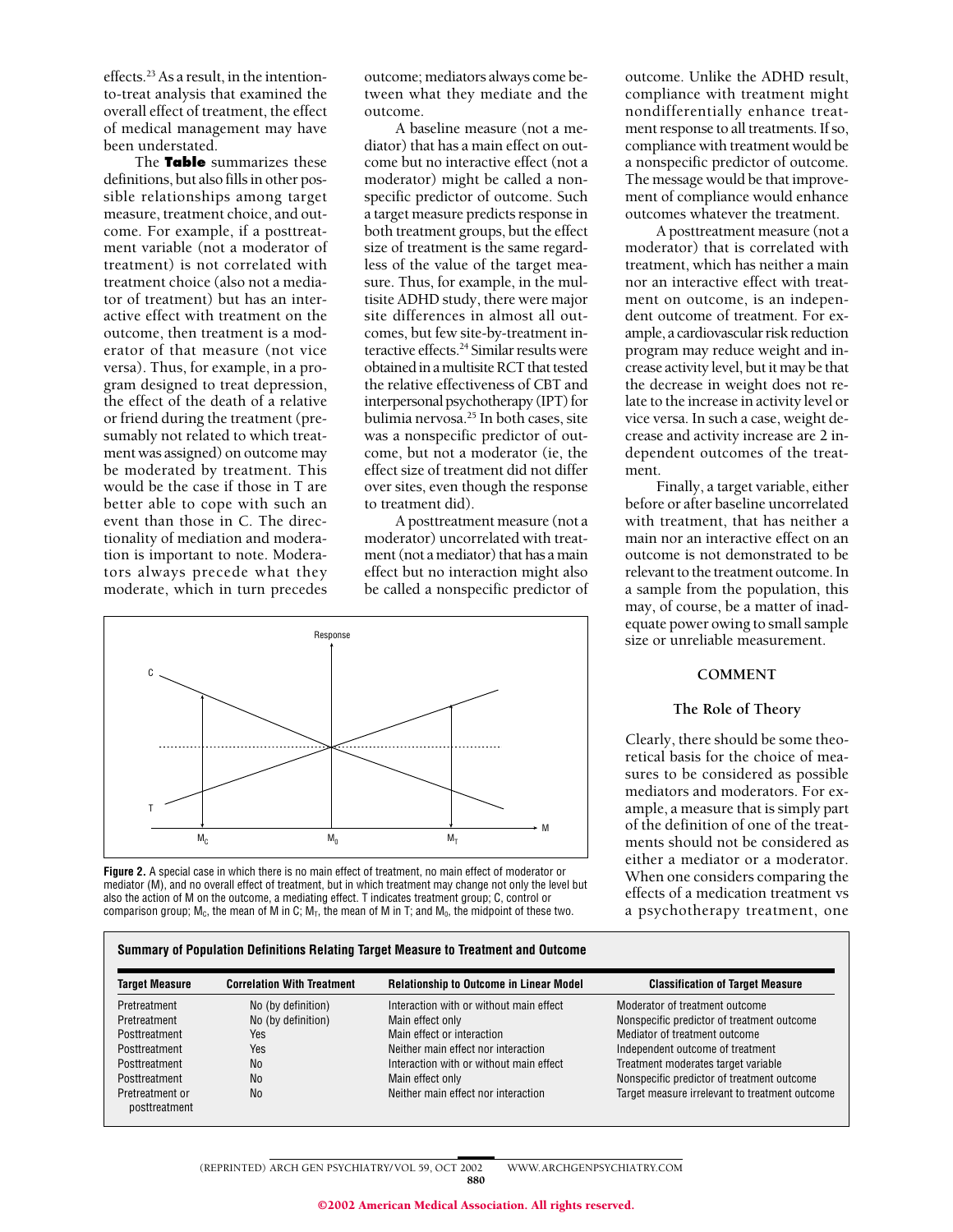effects.[23] As a result, in the intention-to-treat analysis that examined the overall effect of treatment, the effect of medical management may have been understated.

The **Table** summarizes these definitions, but also fills in other possible relationships among target measure, treatment choice, and outcome. For example, if a posttreatment variable (not a moderator of treatment) is not correlated with treatment choice (also not a mediator of treatment) but has an interactive effect with treatment on the outcome, then treatment is a moderator of that measure (not vice versa). Thus, for example, in a program designed to treat depression, the effect of the death of a relative or friend during the treatment (presumably not related to which treatment was assigned) on outcome may be moderated by treatment. This would be the case if those in T are better able to cope with such an event than those in C. The directionality of mediation and moderation is important to note. Moderators always precede what they moderate, which in turn precedes outcome; mediators always come between what they mediate and the outcome.

A baseline measure (not a mediator) that has a main effect on outcome but no interactive effect (not a moderator) might be called a nonspecific predictor of outcome. Such a target measure predicts response in both treatment groups, but the effect size of treatment is the same regardless of the value of the target measure. Thus, for example, in the multisite ADHD study, there were major site differences in almost all outcomes, but few site-by-treatment interactive effects.[24] Similar results were obtained in a multisite RCT that tested the relative effectiveness of CBT and interpersonal psychotherapy (IPT) for bulimia nervosa.[25] In both cases, site was a nonspecific predictor of outcome, but not a moderator (ie, the effect size of treatment did not differ over sites, even though the response to treatment did).

A posttreatment measure (not a moderator) uncorrelated with treatment (not a mediator) that has a main effect but no interaction might also be called a nonspecific predictor of outcome. Unlike the ADHD result, compliance with treatment might nondifferentially enhance treatment response to all treatments. If so, compliance with treatment would be a nonspecific predictor of outcome. The message would be that improvement of compliance would enhance outcomes whatever the treatment.

A posttreatment measure (not a moderator) that is correlated with treatment, which has neither a main nor an interactive effect with treatment on outcome, is an independent outcome of treatment. For example, a cardiovascular risk reduction program may reduce weight and increase activity level, but it may be that the decrease in weight does not relate to the increase in activity level or vice versa. In such a case, weight decrease and activity increase are 2 independent outcomes of the treatment.

Finally, a target variable, either before or after baseline uncorrelated with treatment, that has neither a main nor an interactive effect on an outcome is not demonstrated to be relevant to the treatment outcome. In a sample from the population, this may, of course, be a matter of inadequate power owing to small sample size or unreliable measurement.

**Figure 2.** A special case in which there is no main effect of treatment, no main effect of moderator or mediator (M), and no overall effect of treatment, but in which treatment may change not only the level but also the action of M on the outcome, a mediating effect. T indicates treatment group; C, control or comparison group; $M_C$, the mean of M in C; $M_T$, the mean of M in T; and $M_0$, the midpoint of these two.

## COMMENT

### The Role of Theory

Clearly, there should be some theoretical basis for the choice of measures to be considered as possible mediators and moderators. For example, a measure that is simply part of the definition of one of the treatments should not be considered as either a mediator or a moderator. When one considers comparing the effects of a medication treatment vs a psychotherapy treatment, one

**Summary of Population Definitions Relating Target Measure to Treatment and Outcome**

| Target Measure | Correlation With Treatment | Relationship to Outcome in Linear Model | Classification of Target Measure |
|---|---|---|---|
| Pretreatment | No (by definition) | Interaction with or without main effect | Moderator of treatment outcome |
| Pretreatment | No (by definition) | Main effect only | Nonspecific predictor of treatment outcome |
| Posttreatment | Yes | Main effect or interaction | Mediator of treatment outcome |
| Posttreatment | Yes | Neither main effect nor interaction | Independent outcome of treatment |
| Posttreatment | No | Interaction with or without main effect | Treatment moderates target variable |
| Posttreatment | No | Main effect only | Nonspecific predictor of treatment outcome |
| Pretreatment or posttreatment | No | Neither main effect nor interaction | Target measure irrelevant to treatment outcome |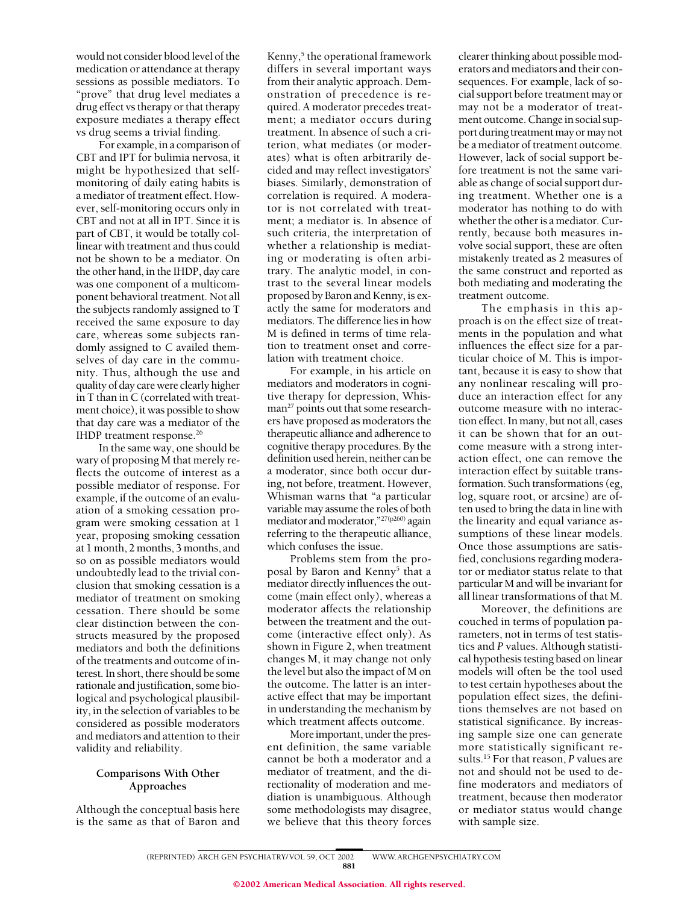would not consider blood level of the medication or attendance at therapy sessions as possible mediators. To "prove" that drug level mediates a drug effect vs therapy or that therapy exposure mediates a therapy effect vs drug seems a trivial finding.

For example, in a comparison of CBT and IPT for bulimia nervosa, it might be hypothesized that self-monitoring of daily eating habits is a mediator of treatment effect. However, self-monitoring occurs only in CBT and not at all in IPT. Since it is part of CBT, it would be totally collinear with treatment and thus could not be shown to be a mediator. On the other hand, in the IHDP, day care was one component of a multicomponent behavioral treatment. Not all the subjects randomly assigned to T received the same exposure to day care, whereas some subjects randomly assigned to C availed themselves of day care in the community. Thus, although the use and quality of day care were clearly higher in T than in C (correlated with treatment choice), it was possible to show that day care was a mediator of the IHDP treatment response.[26]

In the same way, one should be wary of proposing M that merely reflects the outcome of interest as a possible mediator of response. For example, if the outcome of an evaluation of a smoking cessation program were smoking cessation at 1 year, proposing smoking cessation at 1 month, 2 months, 3 months, and so on as possible mediators would undoubtedly lead to the trivial conclusion that smoking cessation is a mediator of treatment on smoking cessation. There should be some clear distinction between the constructs measured by the proposed mediators and both the definitions of the treatments and outcome of interest. In short, there should be some rationale and justification, some biological and psychological plausibility, in the selection of variables to be considered as possible moderators and mediators and attention to their validity and reliability.

## Comparisons With Other Approaches

Although the conceptual basis here is the same as that of Baron and Kenny,[5] the operational framework differs in several important ways from their analytic approach. Demonstration of precedence is required. A moderator precedes treatment; a mediator occurs during treatment. In absence of such a criterion, what mediates (or moderates) what is often arbitrarily decided and may reflect investigators' biases. Similarly, demonstration of correlation is required. A moderator is not correlated with treatment; a mediator is. In absence of such criteria, the interpretation of whether a relationship is mediating or moderating is often arbitrary. The analytic model, in contrast to the several linear models proposed by Baron and Kenny, is exactly the same for moderators and mediators. The difference lies in how M is defined in terms of time relation to treatment onset and correlation with treatment choice.

For example, in his article on mediators and moderators in cognitive therapy for depression, Whisman[27] points out that some researchers have proposed as moderators the therapeutic alliance and adherence to cognitive therapy procedures. By the definition used herein, neither can be a moderator, since both occur during, not before, treatment. However, Whisman warns that "a particular variable may assume the roles of both mediator and moderator,"[27(p260)] again referring to the therapeutic alliance, which confuses the issue.

Problems stem from the proposal by Baron and Kenny[5] that a mediator directly influences the outcome (main effect only), whereas a moderator affects the relationship between the treatment and the outcome (interactive effect only). As shown in Figure 2, when treatment changes M, it may change not only the level but also the impact of M on the outcome. The latter is an interactive effect that may be important in understanding the mechanism by which treatment affects outcome.

More important, under the present definition, the same variable cannot be both a moderator and a mediator of treatment, and the directionality of moderation and mediation is unambiguous. Although some methodologists may disagree, we believe that this theory forces clearer thinking about possible moderators and mediators and their consequences. For example, lack of social support before treatment may or may not be a moderator of treatment outcome. Change in social support during treatment may or may not be a mediator of treatment outcome. However, lack of social support before treatment is not the same variable as change of social support during treatment. Whether one is a moderator has nothing to do with whether the other is a mediator. Currently, because both measures involve social support, these are often mistakenly treated as 2 measures of the same construct and reported as both mediating and moderating the treatment outcome.

The emphasis in this approach is on the effect size of treatments in the population and what influences the effect size for a particular choice of M. This is important, because it is easy to show that any nonlinear rescaling will produce an interaction effect for any outcome measure with no interaction effect. In many, but not all, cases it can be shown that for an outcome measure with a strong interaction effect, one can remove the interaction effect by suitable transformation. Such transformations (eg, log, square root, or arcsine) are often used to bring the data in line with the linearity and equal variance assumptions of these linear models. Once those assumptions are satisfied, conclusions regarding moderator or mediator status relate to that particular M and will be invariant for all linear transformations of that M.

Moreover, the definitions are couched in terms of population parameters, not in terms of test statistics and *P* values. Although statistical hypothesis testing based on linear models will often be the tool used to test certain hypotheses about the population effect sizes, the definitions themselves are not based on statistical significance. By increasing sample size one can generate more statistically significant results.[15] For that reason, *P* values are not and should not be used to define moderators and mediators of treatment, because then moderator or mediator status would change with sample size.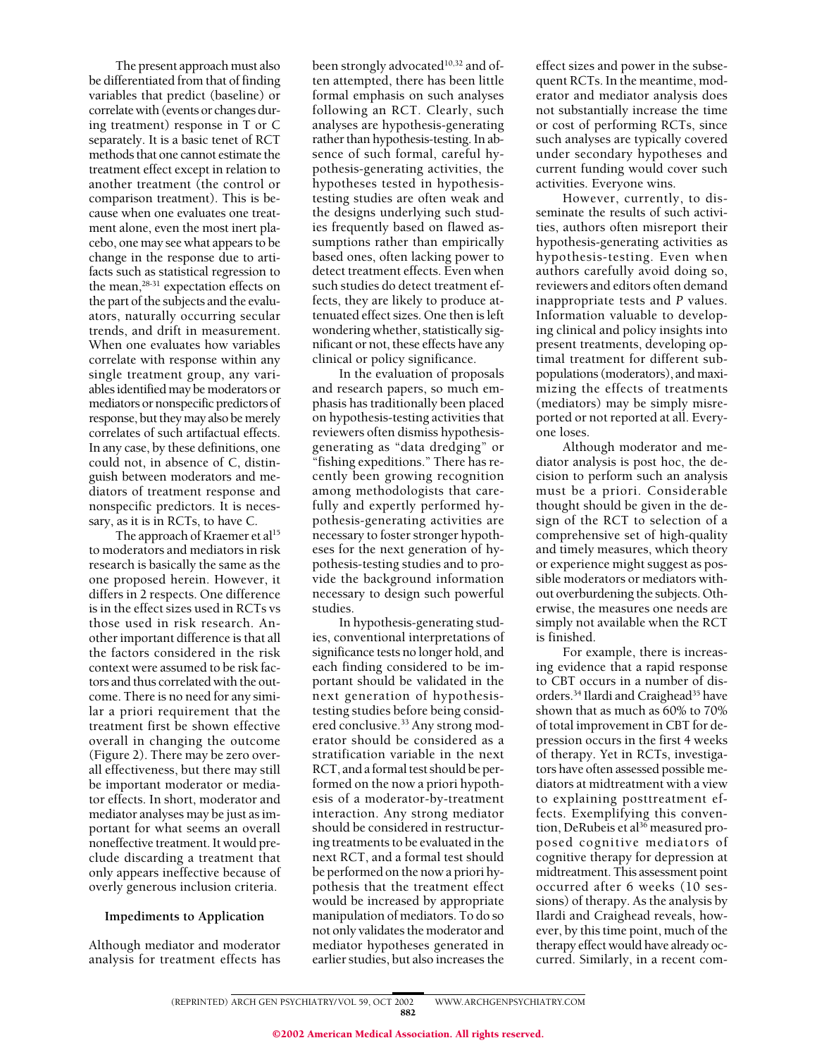The present approach must also be differentiated from that of finding variables that predict (baseline) or correlate with (events or changes during treatment) response in T or C separately. It is a basic tenet of RCT methods that one cannot estimate the treatment effect except in relation to another treatment (the control or comparison treatment). This is because when one evaluates one treatment alone, even the most inert placebo, one may see what appears to be change in the response due to artifacts such as statistical regression to the mean,[28-31] expectation effects on the part of the subjects and the evaluators, naturally occurring secular trends, and drift in measurement. When one evaluates how variables correlate with response within any single treatment group, any variables identified may be moderators or mediators or nonspecific predictors of response, but they may also be merely correlates of such artifactual effects. In any case, by these definitions, one could not, in absence of C, distinguish between moderators and mediators of treatment response and nonspecific predictors. It is necessary, as it is in RCTs, to have C.

The approach of Kraemer et al[15] to moderators and mediators in risk research is basically the same as the one proposed herein. However, it differs in 2 respects. One difference is in the effect sizes used in RCTs vs those used in risk research. Another important difference is that all the factors considered in the risk context were assumed to be risk factors and thus correlated with the outcome. There is no need for any similar a priori requirement that the treatment first be shown effective overall in changing the outcome (Figure 2). There may be zero overall effectiveness, but there may still be important moderator or mediator effects. In short, moderator and mediator analyses may be just as important for what seems an overall noneffective treatment. It would preclude discarding a treatment that only appears ineffective because of overly generous inclusion criteria.

### Impediments to Application

Although mediator and moderator analysis for treatment effects has been strongly advocated[10,32] and often attempted, there has been little formal emphasis on such analyses following an RCT. Clearly, such analyses are hypothesis-generating rather than hypothesis-testing. In absence of such formal, careful hypothesis-generating activities, the hypotheses tested in hypothesis-testing studies are often weak and the designs underlying such studies frequently based on flawed assumptions rather than empirically based ones, often lacking power to detect treatment effects. Even when such studies do detect treatment effects, they are likely to produce attenuated effect sizes. One then is left wondering whether, statistically significant or not, these effects have any clinical or policy significance.

In the evaluation of proposals and research papers, so much emphasis has traditionally been placed on hypothesis-testing activities that reviewers often dismiss hypothesis-generating as "data dredging" or "fishing expeditions." There has recently been growing recognition among methodologists that carefully and expertly performed hypothesis-generating activities are necessary to foster stronger hypotheses for the next generation of hypothesis-testing studies and to provide the background information necessary to design such powerful studies.

In hypothesis-generating studies, conventional interpretations of significance tests no longer hold, and each finding considered to be important should be validated in the next generation of hypothesis-testing studies before being considered conclusive.[33] Any strong moderator should be considered as a stratification variable in the next RCT, and a formal test should be performed on the now a priori hypothesis of a moderator-by-treatment interaction. Any strong mediator should be considered in restructuring treatments to be evaluated in the next RCT, and a formal test should be performed on the now a priori hypothesis that the treatment effect would be increased by appropriate manipulation of mediators. To do so not only validates the moderator and mediator hypotheses generated in earlier studies, but also increases the effect sizes and power in the subsequent RCTs. In the meantime, moderator and mediator analysis does not substantially increase the time or cost of performing RCTs, since such analyses are typically covered under secondary hypotheses and current funding would cover such activities. Everyone wins.

However, currently, to disseminate the results of such activities, authors often misreport their hypothesis-generating activities as hypothesis-testing. Even when authors carefully avoid doing so, reviewers and editors often demand inappropriate tests and *P* values. Information valuable to developing clinical and policy insights into present treatments, developing optimal treatment for different subpopulations (moderators), and maximizing the effects of treatments (mediators) may be simply misreported or not reported at all. Everyone loses.

Although moderator and mediator analysis is post hoc, the decision to perform such an analysis must be a priori. Considerable thought should be given in the design of the RCT to selection of a comprehensive set of high-quality and timely measures, which theory or experience might suggest as possible moderators or mediators without overburdening the subjects. Otherwise, the measures one needs are simply not available when the RCT is finished.

For example, there is increasing evidence that a rapid response to CBT occurs in a number of disorders.[34] Ilardi and Craighead[35] have shown that as much as 60% to 70% of total improvement in CBT for depression occurs in the first 4 weeks of therapy. Yet in RCTs, investigators have often assessed possible mediators at midtreatment with a view to explaining posttreatment effects. Exemplifying this convention, DeRubeis et al[36] measured proposed cognitive mediators of cognitive therapy for depression at midtreatment. This assessment point occurred after 6 weeks (10 sessions) of therapy. As the analysis by Ilardi and Craighead reveals, however, by this time point, much of the therapy effect would have already occurred. Similarly, in a recent com-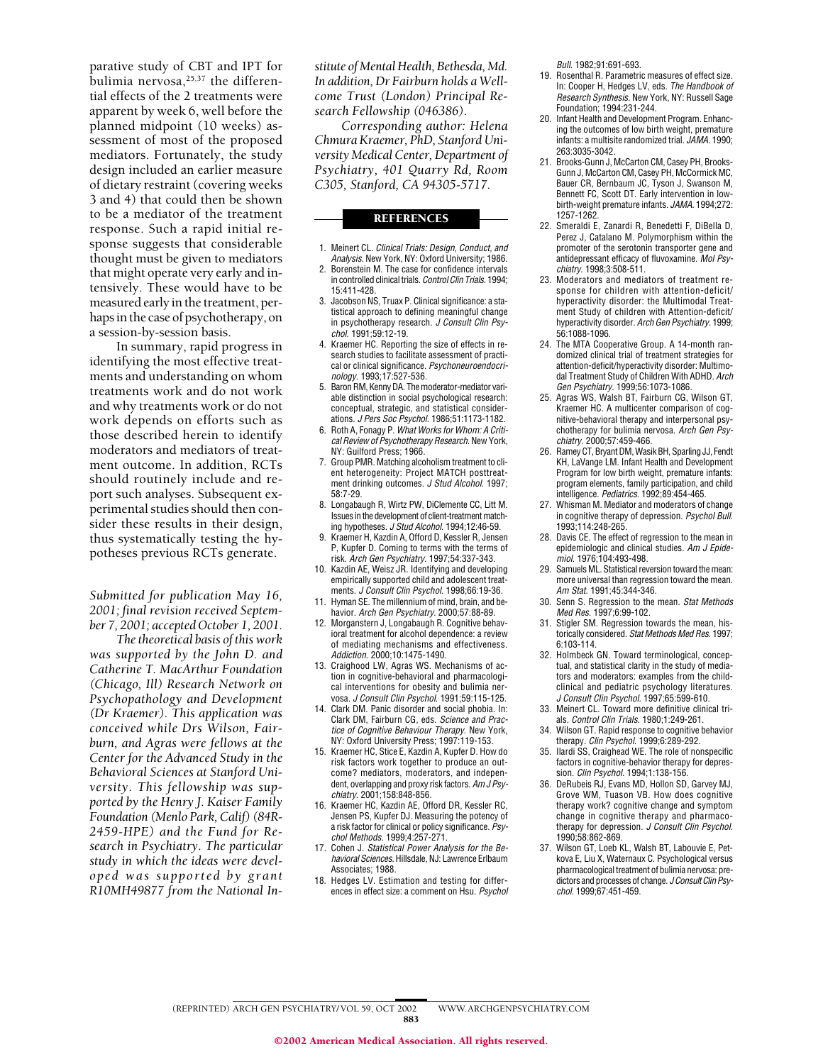parative study of CBT and IPT for bulimia nervosa,[25,37] the differential effects of the 2 treatments were apparent by week 6, well before the planned midpoint (10 weeks) assessment of most of the proposed mediators. Fortunately, the study design included an earlier measure of dietary restraint (covering weeks 3 and 4) that could then be shown to be a mediator of the treatment response. Such a rapid initial response suggests that considerable thought must be given to mediators that might operate very early and intensively. These would have to be measured early in the treatment, perhaps in the case of psychotherapy, on a session-by-session basis.

In summary, rapid progress in identifying the most effective treatments and understanding on whom treatments work and do not work and why treatments work or do not work depends on efforts such as those described herein to identify moderators and mediators of treatment outcome. In addition, RCTs should routinely include and report such analyses. Subsequent experimental studies should then consider these results in their design, thus systematically testing the hypotheses previous RCTs generate.

*Submitted for publication May 16, 2001; final revision received September 7, 2001; accepted October 1, 2001.*

*The theoretical basis of this work was supported by the John D. and Catherine T. MacArthur Foundation (Chicago, Ill) Research Network on Psychopathology and Development (Dr Kraemer). This application was conceived while Drs Wilson, Fairburn, and Agras were fellows at the Center for the Advanced Study in the Behavioral Sciences at Stanford University. This fellowship was supported by the Henry J. Kaiser Family Foundation (Menlo Park, Calif) (84R-2459-HPE) and the Fund for Research in Psychiatry. The particular study in which the ideas were developed was supported by grant R10MH49877 from the National Institute of Mental Health, Bethesda, Md. In addition, Dr Fairburn holds a Wellcome Trust (London) Principal Research Fellowship (046386).*

*Corresponding author: Helena Chmura Kraemer, PhD, Stanford University Medical Center, Department of Psychiatry, 401 Quarry Rd, Room C305, Stanford, CA 94305-5717.*

## REFERENCES

1. Meinert CL. *Clinical Trials: Design, Conduct, and Analysis.* New York, NY: Oxford University; 1986.
2. Borenstein M. The case for confidence intervals in controlled clinical trials. *Control Clin Trials.* 1994; 15:411-428.
3. Jacobson NS, Truax P. Clinical significance: a statistical approach to defining meaningful change in psychotherapy research. *J Consult Clin Psychol.* 1991;59:12-19.
4. Kraemer HC. Reporting the size of effects in research studies to facilitate assessment of practical or clinical significance. *Psychoneuroendocrinology.* 1993;17:527-536.
5. Baron RM, Kenny DA. The moderator-mediator variable distinction in social psychological research: conceptual, strategic, and statistical considerations. *J Pers Soc Psychol.* 1986;51:1173-1182.
6. Roth A, Fonagy P. *What Works for Whom: A Critical Review of Psychotherapy Research.* New York, NY: Guilford Press; 1966.
7. Group PMR. Matching alcoholism treatment to client heterogeneity: Project MATCH posttreatment drinking outcomes. *J Stud Alcohol.* 1997; 58:7-29.
8. Longabaugh R, Wirtz PW, DiClemente CC, Litt M. Issues in the development of client-treatment matching hypotheses. *J Stud Alcohol.* 1994;12:46-59.
9. Kraemer H, Kazdin A, Offord D, Kessler R, Jensen P, Kupfer D. Coming to terms with the terms of risk. *Arch Gen Psychiatry.* 1997;54:337-343.
10. Kazdin AE, Weisz JR. Identifying and developing empirically supported child and adolescent treatments. *J Consult Clin Psychol.* 1998;66:19-36.
11. Hyman SE. The millennium of mind, brain, and behavior. *Arch Gen Psychiatry.* 2000;57:88-89.
12. Morganstern J, Longabaugh R. Cognitive behavioral treatment for alcohol dependence: a review of mediating mechanisms and effectiveness. *Addiction.* 2000;10:1475-1490.
13. Craighood LW, Agras WS. Mechanisms of action in cognitive-behavioral and pharmacological interventions for obesity and bulimia nervosa. *J Consult Clin Psychol.* 1991;59:115-125.
14. Clark DM. Panic disorder and social phobia. In: Clark DM, Fairburn CG, eds. *Science and Practice of Cognitive Behaviour Therapy.* New York, NY: Oxford University Press; 1997:119-153.
15. Kraemer HC, Stice E, Kazdin A, Kupfer D. How do risk factors work together to produce an outcome? mediators, moderators, and independent, overlapping and proxy risk factors. *Am J Psychiatry.* 2001;158:848-856.
16. Kraemer HC, Kazdin AE, Offord DR, Kessler RC, Jensen PS, Kupfer DJ. Measuring the potency of a risk factor for clinical or policy significance. *Psychol Methods.* 1999;4:257-271.
17. Cohen J. *Statistical Power Analysis for the Behavioral Sciences.* Hillsdale, NJ: Lawrence Erlbaum Associates; 1988.
18. Hedges LV. Estimation and testing for differences in effect size: a comment on Hsu. *Psychol Bull.* 1982;91:691-693.
19. Rosenthal R. Parametric measures of effect size. In: Cooper H, Hedges LV, eds. *The Handbook of Research Synthesis.* New York, NY: Russell Sage Foundation; 1994:231-244.
20. Infant Health and Development Program. Enhancing the outcomes of low birth weight, premature infants: a multisite randomized trial. *JAMA.* 1990; 263:3035-3042.
21. Brooks-Gunn J, McCarton CM, Casey PH, Brooks-Gunn J, McCarton CM, Casey PH, McCormick MC, Bauer CR, Bernbaum JC, Tyson J, Swanson M, Bennett FC, Scott DT. Early intervention in low-birth-weight premature infants. *JAMA.* 1994;272: 1257-1262.
22. Smeraldi E, Zanardi R, Benedetti F, DiBella D, Perez J, Catalano M. Polymorphism within the promoter of the serotonin transporter gene and antidepressant efficacy of fluvoxamine. *Mol Psychiatry.* 1998;3:508-511.
23. Moderators and mediators of treatment response for children with attention-deficit/hyperactivity disorder: the Multimodal Treatment Study of children with Attention-deficit/hyperactivity disorder. *Arch Gen Psychiatry.* 1999; 56:1088-1096.
24. The MTA Cooperative Group. A 14-month randomized clinical trial of treatment strategies for attention-deficit/hyperactivity disorder: Multimodal Treatment Study of Children With ADHD. *Arch Gen Psychiatry.* 1999;56:1073-1086.
25. Agras WS, Walsh BT, Fairburn CG, Wilson GT, Kraemer HC. A multicenter comparison of cognitive-behavioral therapy and interpersonal psychotherapy for bulimia nervosa. *Arch Gen Psychiatry.* 2000;57:459-466.
26. Ramey CT, Bryant DM, Wasik BH, Sparling JJ, Fendt KH, LaVange LM. Infant Health and Development Program for low birth weight, premature infants: program elements, family participation, and child intelligence. *Pediatrics.* 1992;89:454-465.
27. Whisman M. Mediator and moderators of change in cognitive therapy of depression. *Psychol Bull.* 1993;114:248-265.
28. Davis CE. The effect of regression to the mean in epidemiologic and clinical studies. *Am J Epidemiol.* 1976;104:493-498.
29. Samuels ML. Statistical reversion toward the mean: more universal than regression toward the mean. *Am Stat.* 1991;45:344-346.
30. Senn S. Regression to the mean. *Stat Methods Med Res.* 1997;6:99-102.
31. Stigler SM. Regression towards the mean, historically considered. *Stat Methods Med Res.* 1997; 6:103-114.
32. Holmbeck GN. Toward terminological, conceptual, and statistical clarity in the study of mediators and moderators: examples from the child-clinical and pediatric psychology literatures. *J Consult Clin Psychol.* 1997;65:599-610.
33. Meinert CL. Toward more definitive clinical trials. *Control Clin Trials.* 1980;1:249-261.
34. Wilson GT. Rapid response to cognitive behavior therapy. *Clin Psychol.* 1999;6:289-292.
35. Ilardi SS, Craighead WE. The role of nonspecific factors in cognitive-behavior therapy for depression. *Clin Psychol.* 1994;1:138-156.
36. DeRubeis RJ, Evans MD, Hollon SD, Garvey MJ, Grove WM, Tuason VB. How does cognitive therapy work? cognitive change and symptom change in cognitive therapy and pharmacotherapy for depression. *J Consult Clin Psychol.* 1990;58:862-869.
37. Wilson GT, Loeb KL, Walsh BT, Labouvie E, Petkova E, Liu X, Waternaux C. Psychological versus pharmacological treatment of bulimia nervosa: predictors and processes of change. *J Consult Clin Psychol.* 1999;67:451-459.